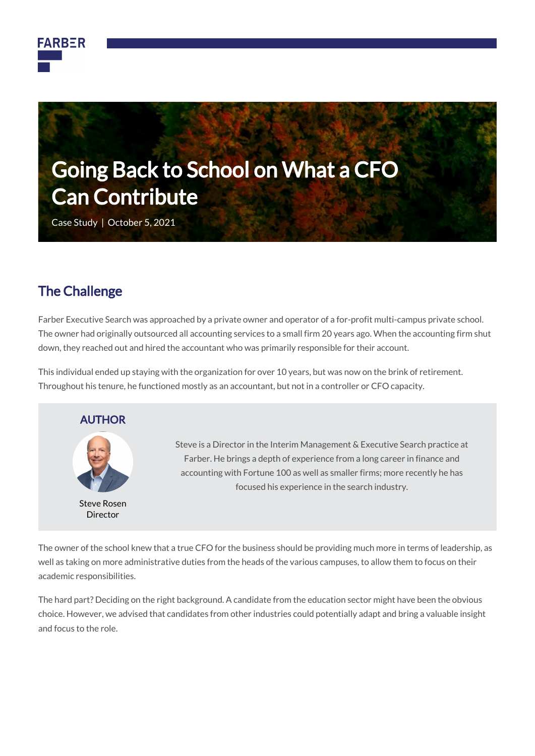# Going Back to School on What a CFO Can Contribute

Case Study | October 5, 2021

## The Challenge

Farber Executive Search was approached by a private owner and operator of a for-profit multi-campus private school. The owner had originally outsourced all accounting services to a small firm 20 years ago. When the accounting firm shut down, they reached out and hired the accountant who was primarily responsible for their account.

This individual ended up staying with the organization for over 10 years, but was now on the brink of retirement. Throughout his tenure, he functioned mostly as an accountant, but not in a controller or CFO capacity.

**AUTHOR**

Steve Rosen
Director

Steve is a Director in the Interim Management & Executive Search practice at Farber. He brings a depth of experience from a long career in finance and accounting with Fortune 100 as well as smaller firms; more recently he has focused his experience in the search industry.

The owner of the school knew that a true CFO for the business should be providing much more in terms of leadership, as well as taking on more administrative duties from the heads of the various campuses, to allow them to focus on their academic responsibilities.

The hard part? Deciding on the right background. A candidate from the education sector might have been the obvious choice. However, we advised that candidates from other industries could potentially adapt and bring a valuable insight and focus to the role.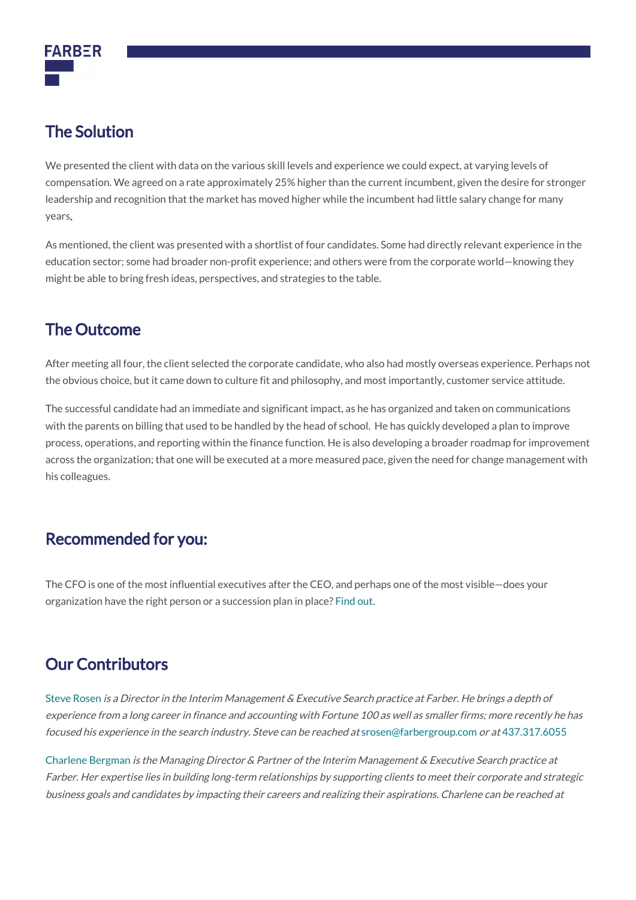## The Solution

We presented the client with data on the various skill levels and experience we could expect, at varying levels of compensation. We agreed on a rate approximately 25% higher than the current incumbent, given the desire for stronger leadership and recognition that the market has moved higher while the incumbent had little salary change for many years.

As mentioned, the client was presented with a shortlist of four candidates. Some had directly relevant experience in the education sector; some had broader non-profit experience; and others were from the corporate world—knowing they might be able to bring fresh ideas, perspectives, and strategies to the table.

## The Outcome

After meeting all four, the client selected the corporate candidate, who also had mostly overseas experience. Perhaps not the obvious choice, but it came down to culture fit and philosophy, and most importantly, customer service attitude.

The successful candidate had an immediate and significant impact, as he has organized and taken on communications with the parents on billing that used to be handled by the head of school.  He has quickly developed a plan to improve process, operations, and reporting within the finance function. He is also developing a broader roadmap for improvement across the organization; that one will be executed at a more measured pace, given the need for change management with his colleagues.

## Recommended for you:

The CFO is one of the most influential executives after the CEO, and perhaps one of the most visible—does your organization have the right person or a succession plan in place? Find out.

## Our Contributors

Steve Rosen *is a Director in the Interim Management & Executive Search practice at Farber. He brings a depth of experience from a long career in finance and accounting with Fortune 100 as well as smaller firms; more recently he has focused his experience in the search industry. Steve can be reached at* srosen@farbergroup.com *or at* 437.317.6055

Charlene Bergman *is the Managing Director & Partner of the Interim Management & Executive Search practice at Farber. Her expertise lies in building long-term relationships by supporting clients to meet their corporate and strategic business goals and candidates by impacting their careers and realizing their aspirations. Charlene can be reached at*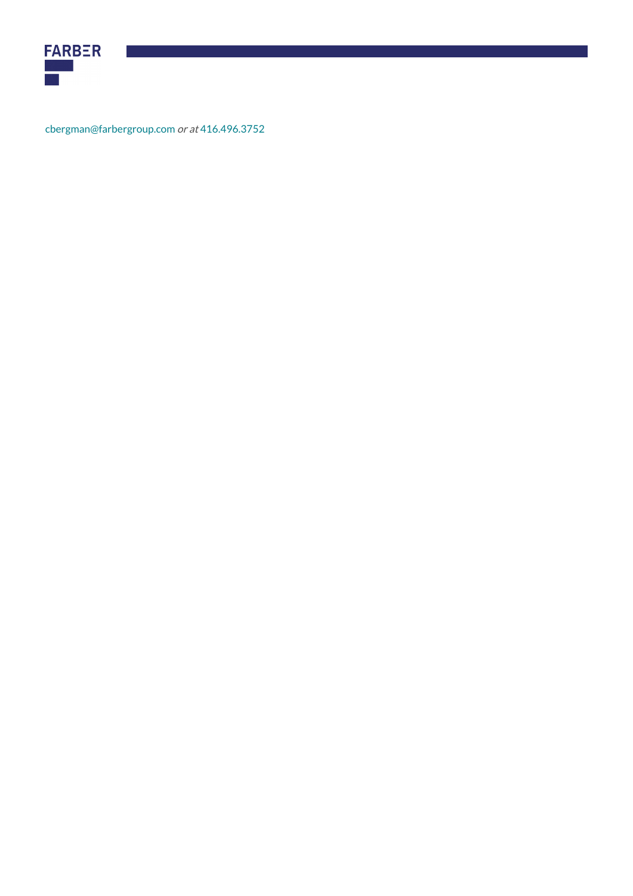cbergman@farbergroup.com *or at* 416.496.3752